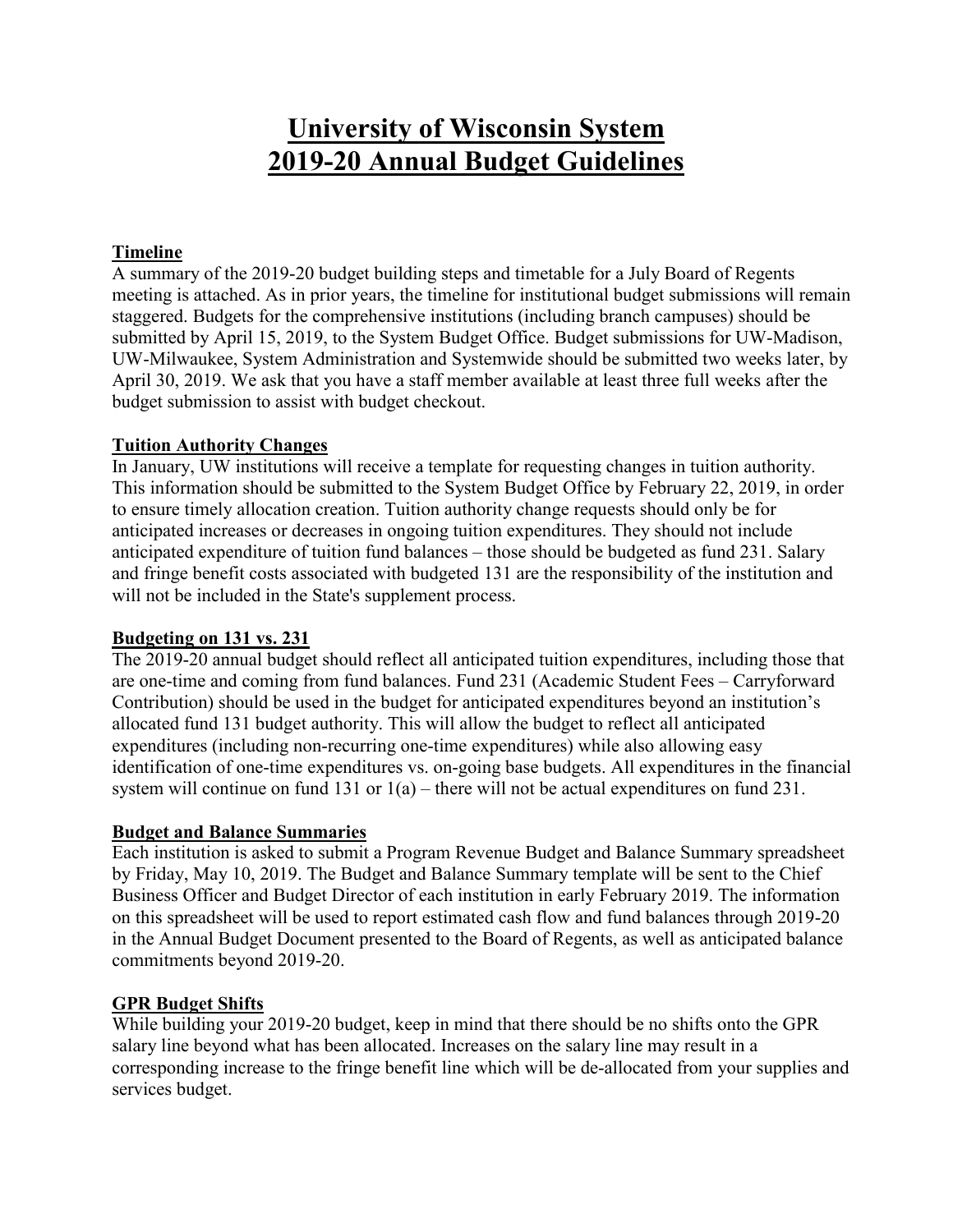# University of Wisconsin System 2019-20 Annual Budget Guidelines

## Timeline

A summary of the 2019-20 budget building steps and timetable for a July Board of Regents meeting is attached. As in prior years, the timeline for institutional budget submissions will remain staggered. Budgets for the comprehensive institutions (including branch campuses) should be submitted by April 15, 2019, to the System Budget Office. Budget submissions for UW-Madison, UW-Milwaukee, System Administration and Systemwide should be submitted two weeks later, by April 30, 2019. We ask that you have a staff member available at least three full weeks after the budget submission to assist with budget checkout.

## Tuition Authority Changes

In January, UW institutions will receive a template for requesting changes in tuition authority. This information should be submitted to the System Budget Office by February 22, 2019, in order to ensure timely allocation creation. Tuition authority change requests should only be for anticipated increases or decreases in ongoing tuition expenditures. They should not include anticipated expenditure of tuition fund balances – those should be budgeted as fund 231. Salary and fringe benefit costs associated with budgeted 131 are the responsibility of the institution and will not be included in the State's supplement process.

## Budgeting on 131 vs. 231

The 2019-20 annual budget should reflect all anticipated tuition expenditures, including those that are one-time and coming from fund balances. Fund 231 (Academic Student Fees – Carryforward Contribution) should be used in the budget for anticipated expenditures beyond an institution's allocated fund 131 budget authority. This will allow the budget to reflect all anticipated expenditures (including non-recurring one-time expenditures) while also allowing easy identification of one-time expenditures vs. on-going base budgets. All expenditures in the financial system will continue on fund 131 or 1(a) – there will not be actual expenditures on fund 231.

## Budget and Balance Summaries

Each institution is asked to submit a Program Revenue Budget and Balance Summary spreadsheet by Friday, May 10, 2019. The Budget and Balance Summary template will be sent to the Chief Business Officer and Budget Director of each institution in early February 2019. The information on this spreadsheet will be used to report estimated cash flow and fund balances through 2019-20 in the Annual Budget Document presented to the Board of Regents, as well as anticipated balance commitments beyond 2019-20.

## GPR Budget Shifts

While building your 2019-20 budget, keep in mind that there should be no shifts onto the GPR salary line beyond what has been allocated. Increases on the salary line may result in a corresponding increase to the fringe benefit line which will be de-allocated from your supplies and services budget.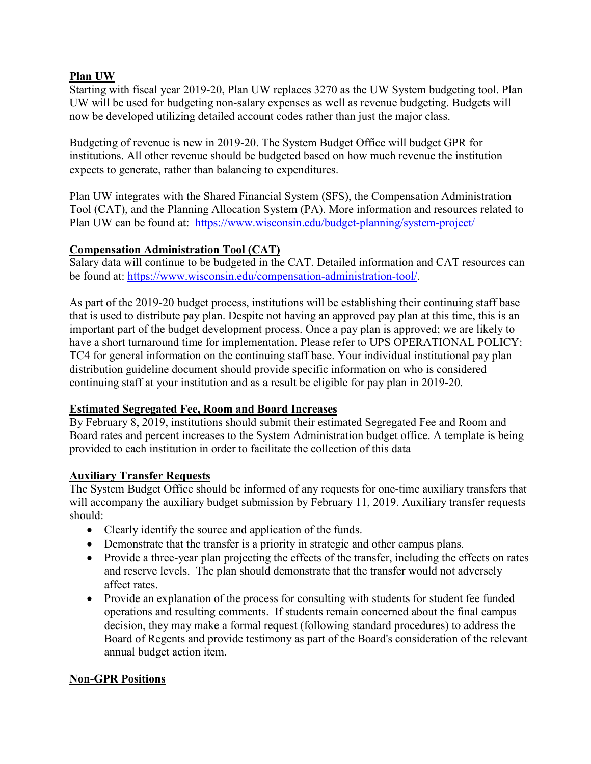**Plan UW**

Starting with fiscal year 2019-20, Plan UW replaces 3270 as the UW System budgeting tool. Plan UW will be used for budgeting non-salary expenses as well as revenue budgeting. Budgets will now be developed utilizing detailed account codes rather than just the major class.

Budgeting of revenue is new in 2019-20. The System Budget Office will budget GPR for institutions. All other revenue should be budgeted based on how much revenue the institution expects to generate, rather than balancing to expenditures.

Plan UW integrates with the Shared Financial System (SFS), the Compensation Administration Tool (CAT), and the Planning Allocation System (PA). More information and resources related to Plan UW can be found at: https://www.wisconsin.edu/budget-planning/system-project/

**Compensation Administration Tool (CAT)**

Salary data will continue to be budgeted in the CAT. Detailed information and CAT resources can be found at: https://www.wisconsin.edu/compensation-administration-tool/.

As part of the 2019-20 budget process, institutions will be establishing their continuing staff base that is used to distribute pay plan. Despite not having an approved pay plan at this time, this is an important part of the budget development process. Once a pay plan is approved; we are likely to have a short turnaround time for implementation. Please refer to UPS OPERATIONAL POLICY: TC4 for general information on the continuing staff base. Your individual institutional pay plan distribution guideline document should provide specific information on who is considered continuing staff at your institution and as a result be eligible for pay plan in 2019-20.

**Estimated Segregated Fee, Room and Board Increases**

By February 8, 2019, institutions should submit their estimated Segregated Fee and Room and Board rates and percent increases to the System Administration budget office. A template is being provided to each institution in order to facilitate the collection of this data

**Auxiliary Transfer Requests**

The System Budget Office should be informed of any requests for one-time auxiliary transfers that will accompany the auxiliary budget submission by February 11, 2019. Auxiliary transfer requests should:

- Clearly identify the source and application of the funds.
- Demonstrate that the transfer is a priority in strategic and other campus plans.
- Provide a three-year plan projecting the effects of the transfer, including the effects on rates and reserve levels. The plan should demonstrate that the transfer would not adversely affect rates.
- Provide an explanation of the process for consulting with students for student fee funded operations and resulting comments. If students remain concerned about the final campus decision, they may make a formal request (following standard procedures) to address the Board of Regents and provide testimony as part of the Board's consideration of the relevant annual budget action item.

**Non-GPR Positions**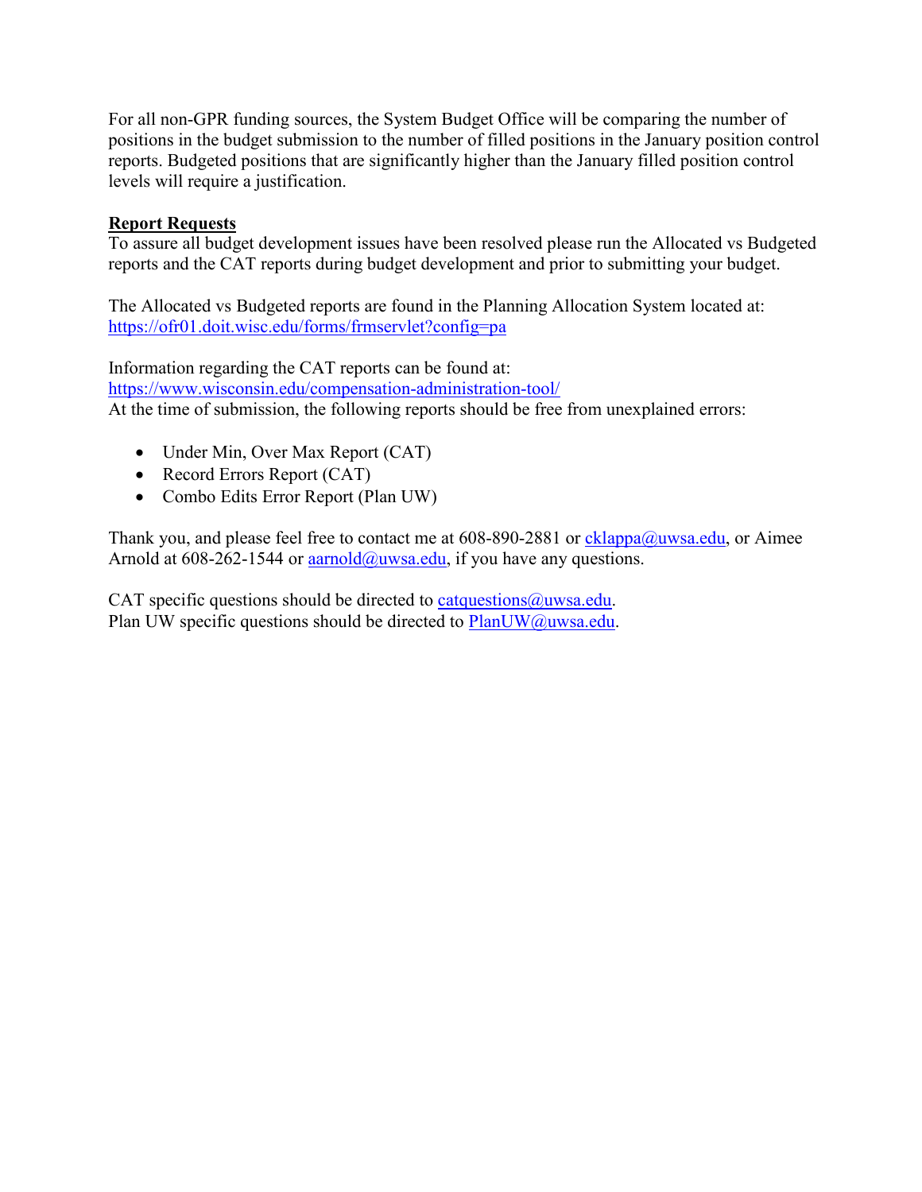For all non-GPR funding sources, the System Budget Office will be comparing the number of positions in the budget submission to the number of filled positions in the January position control reports. Budgeted positions that are significantly higher than the January filled position control levels will require a justification.

**Report Requests**

To assure all budget development issues have been resolved please run the Allocated vs Budgeted reports and the CAT reports during budget development and prior to submitting your budget.

The Allocated vs Budgeted reports are found in the Planning Allocation System located at:
https://ofr01.doit.wisc.edu/forms/frmservlet?config=pa

Information regarding the CAT reports can be found at:
https://www.wisconsin.edu/compensation-administration-tool/
At the time of submission, the following reports should be free from unexplained errors:

- Under Min, Over Max Report (CAT)
- Record Errors Report (CAT)
- Combo Edits Error Report (Plan UW)

Thank you, and please feel free to contact me at 608-890-2881 or cklappa@uwsa.edu, or Aimee Arnold at 608-262-1544 or aarnold@uwsa.edu, if you have any questions.

CAT specific questions should be directed to catquestions@uwsa.edu.
Plan UW specific questions should be directed to PlanUW@uwsa.edu.